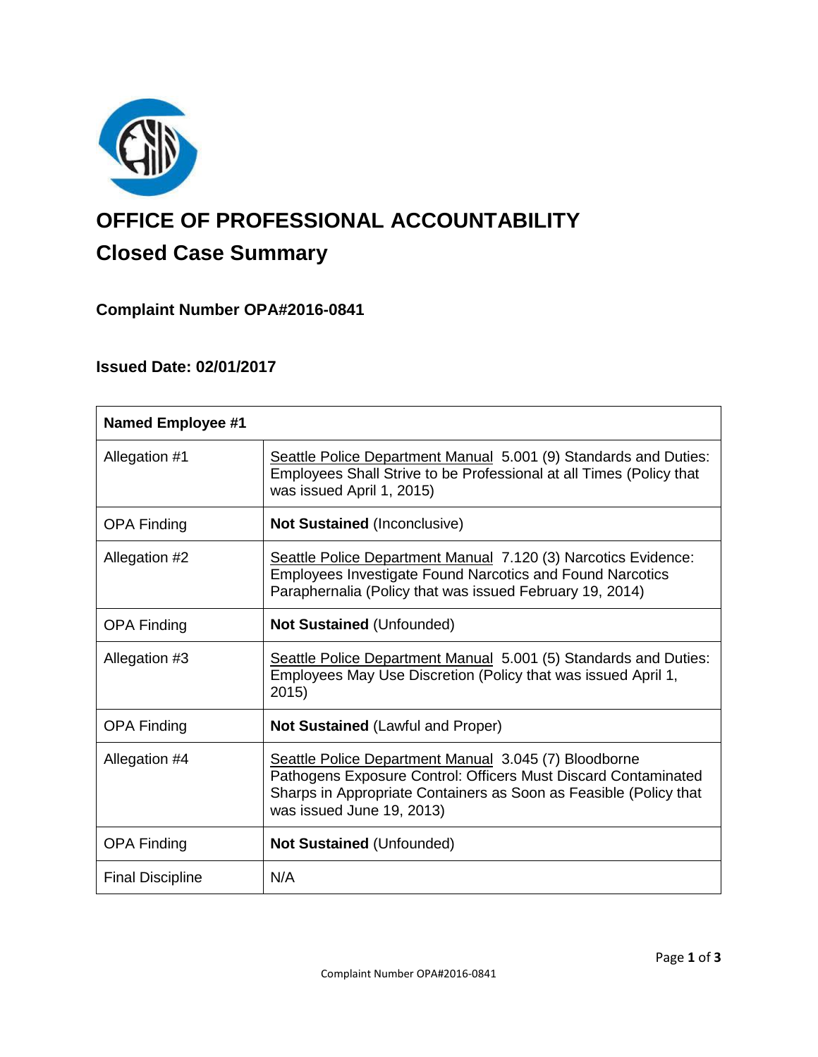# OFFICE OF PROFESSIONAL ACCOUNTABILITY

## Closed Case Summary

### Complaint Number OPA#2016-0841

### Issued Date: 02/01/2017

| Named Employee #1 | |
|---|---|
| Allegation #1 | Seattle Police Department Manual 5.001 (9) Standards and Duties: Employees Shall Strive to be Professional at all Times (Policy that was issued April 1, 2015) |
| OPA Finding | **Not Sustained** (Inconclusive) |
| Allegation #2 | Seattle Police Department Manual 7.120 (3) Narcotics Evidence: Employees Investigate Found Narcotics and Found Narcotics Paraphernalia (Policy that was issued February 19, 2014) |
| OPA Finding | **Not Sustained** (Unfounded) |
| Allegation #3 | Seattle Police Department Manual 5.001 (5) Standards and Duties: Employees May Use Discretion (Policy that was issued April 1, 2015) |
| OPA Finding | **Not Sustained** (Lawful and Proper) |
| Allegation #4 | Seattle Police Department Manual 3.045 (7) Bloodborne Pathogens Exposure Control: Officers Must Discard Contaminated Sharps in Appropriate Containers as Soon as Feasible (Policy that was issued June 19, 2013) |
| OPA Finding | **Not Sustained** (Unfounded) |
| Final Discipline | N/A |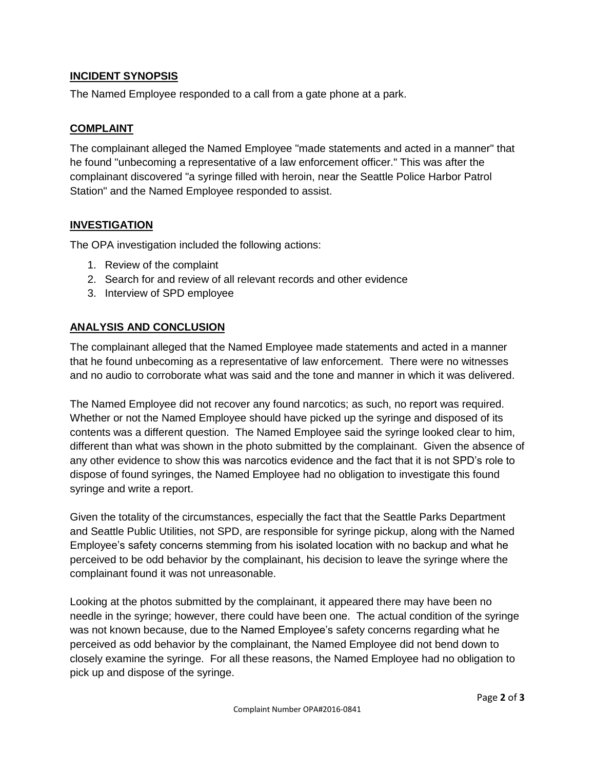## INCIDENT SYNOPSIS

The Named Employee responded to a call from a gate phone at a park.

## COMPLAINT

The complainant alleged the Named Employee "made statements and acted in a manner" that he found "unbecoming a representative of a law enforcement officer." This was after the complainant discovered "a syringe filled with heroin, near the Seattle Police Harbor Patrol Station" and the Named Employee responded to assist.

## INVESTIGATION

The OPA investigation included the following actions:

1. Review of the complaint
2. Search for and review of all relevant records and other evidence
3. Interview of SPD employee

## ANALYSIS AND CONCLUSION

The complainant alleged that the Named Employee made statements and acted in a manner that he found unbecoming as a representative of law enforcement. There were no witnesses and no audio to corroborate what was said and the tone and manner in which it was delivered.

The Named Employee did not recover any found narcotics; as such, no report was required. Whether or not the Named Employee should have picked up the syringe and disposed of its contents was a different question. The Named Employee said the syringe looked clear to him, different than what was shown in the photo submitted by the complainant. Given the absence of any other evidence to show this was narcotics evidence and the fact that it is not SPD's role to dispose of found syringes, the Named Employee had no obligation to investigate this found syringe and write a report.

Given the totality of the circumstances, especially the fact that the Seattle Parks Department and Seattle Public Utilities, not SPD, are responsible for syringe pickup, along with the Named Employee's safety concerns stemming from his isolated location with no backup and what he perceived to be odd behavior by the complainant, his decision to leave the syringe where the complainant found it was not unreasonable.

Looking at the photos submitted by the complainant, it appeared there may have been no needle in the syringe; however, there could have been one. The actual condition of the syringe was not known because, due to the Named Employee's safety concerns regarding what he perceived as odd behavior by the complainant, the Named Employee did not bend down to closely examine the syringe. For all these reasons, the Named Employee had no obligation to pick up and dispose of the syringe.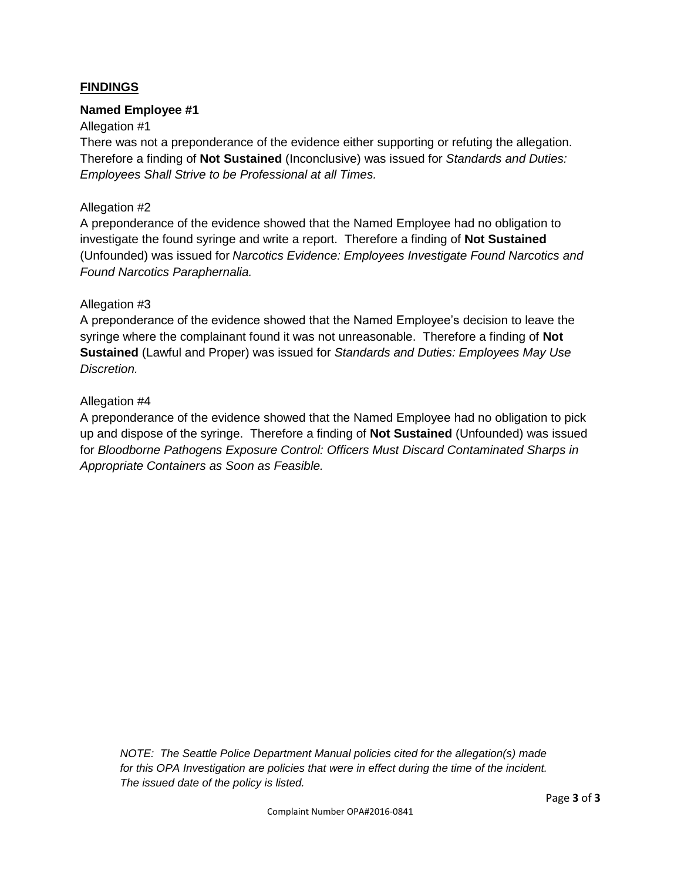## FINDINGS

**Named Employee #1**

Allegation #1

There was not a preponderance of the evidence either supporting or refuting the allegation. Therefore a finding of **Not Sustained** (Inconclusive) was issued for *Standards and Duties: Employees Shall Strive to be Professional at all Times.*

Allegation #2

A preponderance of the evidence showed that the Named Employee had no obligation to investigate the found syringe and write a report. Therefore a finding of **Not Sustained** (Unfounded) was issued for *Narcotics Evidence: Employees Investigate Found Narcotics and Found Narcotics Paraphernalia.*

Allegation #3

A preponderance of the evidence showed that the Named Employee's decision to leave the syringe where the complainant found it was not unreasonable. Therefore a finding of **Not Sustained** (Lawful and Proper) was issued for *Standards and Duties: Employees May Use Discretion.*

Allegation #4

A preponderance of the evidence showed that the Named Employee had no obligation to pick up and dispose of the syringe. Therefore a finding of **Not Sustained** (Unfounded) was issued for *Bloodborne Pathogens Exposure Control: Officers Must Discard Contaminated Sharps in Appropriate Containers as Soon as Feasible.*

*NOTE: The Seattle Police Department Manual policies cited for the allegation(s) made for this OPA Investigation are policies that were in effect during the time of the incident. The issued date of the policy is listed.*

Complaint Number OPA#2016-0841